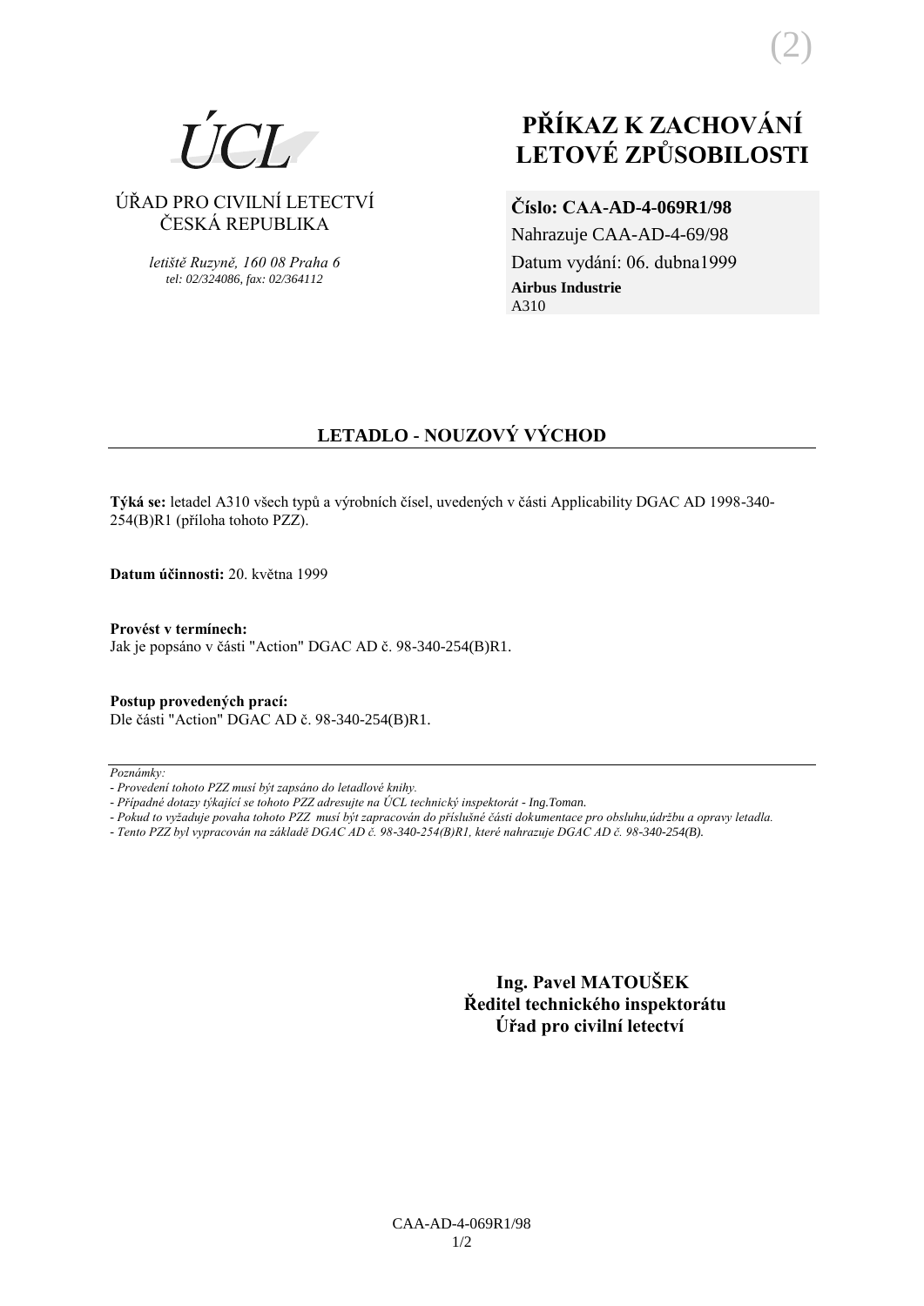ÚCL

ÚŘAD PRO CIVILNÍ LETECTVÍ
ČESKÁ REPUBLIKA

*letiště Ruzyně, 160 08 Praha 6*
*tel: 02/324086, fax: 02/364112*

# PŘÍKAZ K ZACHOVÁNÍ LETOVÉ ZPŮSOBILOSTI

**Číslo: CAA-AD-4-069R1/98**
Nahrazuje CAA-AD-4-69/98
Datum vydání: 06. dubna1999
**Airbus Industrie**
A310

## LETADLO - NOUZOVÝ VÝCHOD

**Týká se:** letadel A310 všech typů a výrobních čísel, uvedených v části Applicability DGAC AD 1998-340-254(B)R1 (příloha tohoto PZZ).

**Datum účinnosti:** 20. května 1999

**Provést v termínech:**
Jak je popsáno v části "Action" DGAC AD č. 98-340-254(B)R1.

**Postup provedených prací:**
Dle části "Action" DGAC AD č. 98-340-254(B)R1.

*Poznámky:*
*- Provedení tohoto PZZ musí být zapsáno do letadlové knihy.*
*- Případné dotazy týkající se tohoto PZZ adresujte na ÚCL technický inspektorát - Ing.Toman.*
*- Pokud to vyžaduje povaha tohoto PZZ musí být zapracován do příslušné části dokumentace pro obsluhu,údržbu a opravy letadla.*
*- Tento PZZ byl vypracován na základě DGAC AD č. 98-340-254(B)R1, které nahrazuje DGAC AD č. 98-340-254(B).*

**Ing. Pavel MATOUŠEK**
**Ředitel technického inspektorátu**
**Úřad pro civilní letectví**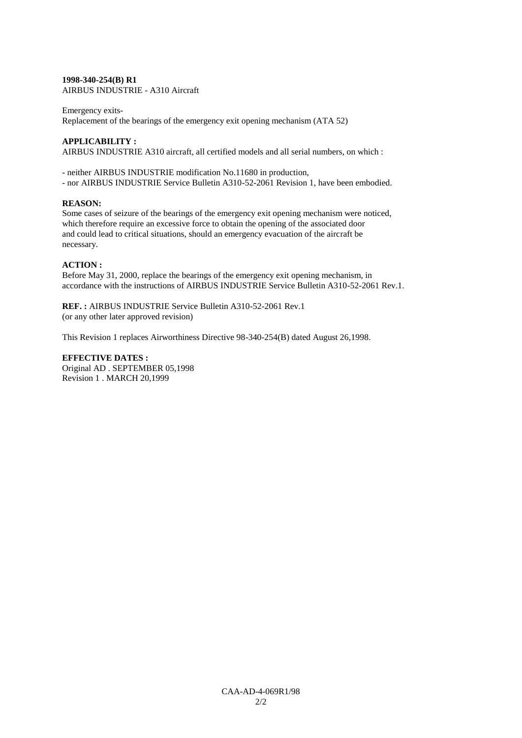**1998-340-254(B) R1**
AIRBUS INDUSTRIE - A310 Aircraft

Emergency exits-
Replacement of the bearings of the emergency exit opening mechanism (ATA 52)

**APPLICABILITY :**
AIRBUS INDUSTRIE A310 aircraft, all certified models and all serial numbers, on which :

- neither AIRBUS INDUSTRIE modification No.11680 in production,
- nor AIRBUS INDUSTRIE Service Bulletin A310-52-2061 Revision 1, have been embodied.

**REASON:**
Some cases of seizure of the bearings of the emergency exit opening mechanism were noticed, which therefore require an excessive force to obtain the opening of the associated door and could lead to critical situations, should an emergency evacuation of the aircraft be necessary.

**ACTION :**
Before May 31, 2000, replace the bearings of the emergency exit opening mechanism, in accordance with the instructions of AIRBUS INDUSTRIE Service Bulletin A310-52-2061 Rev.1.

**REF. :** AIRBUS INDUSTRIE Service Bulletin A310-52-2061 Rev.1
(or any other later approved revision)

This Revision 1 replaces Airworthiness Directive 98-340-254(B) dated August 26,1998.

**EFFECTIVE DATES :**
Original AD . SEPTEMBER 05,1998
Revision 1 . MARCH 20,1999

CAA-AD-4-069R1/98